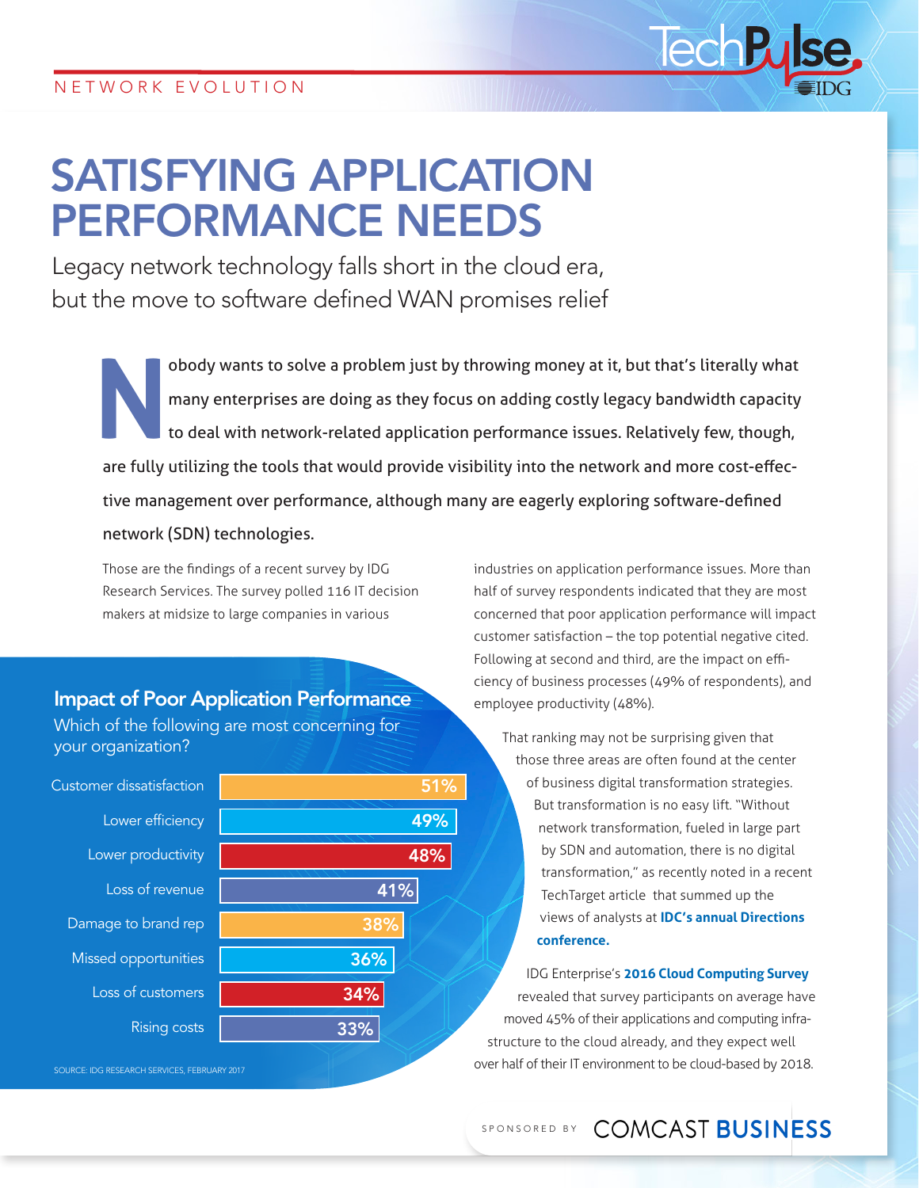NETWORK EVOLUTION

# SATISFYING APPLICATION PERFORMANCE NEEDS

Legacy network technology falls short in the cloud era, but the move to software defined WAN promises relief

**Nobody wants to solve a problem just by throwing money at it, but that's literally what many enterprises are doing as they focus on adding costly legacy bandwidth capacity to deal with network-related application performance issues. Relatively few, though, are fully utilizing the tools that would provide visibility into the network and more cost-effective management over performance, although many are eagerly exploring software-defined network (SDN) technologies.**

Those are the findings of a recent survey by IDG Research Services. The survey polled 116 IT decision makers at midsize to large companies in various industries on application performance issues. More than half of survey respondents indicated that they are most concerned that poor application performance will impact customer satisfaction – the top potential negative cited. Following at second and third, are the impact on efficiency of business processes (49% of respondents), and employee productivity (48%).

### Impact of Poor Application Performance

Which of the following are most concerning for your organization?

| Impact | Percentage |
| --- | --- |
| Customer dissatisfaction | 51% |
| Lower efficiency | 49% |
| Lower productivity | 48% |
| Loss of revenue | 41% |
| Damage to brand rep | 38% |
| Missed opportunities | 36% |
| Loss of customers | 34% |
| Rising costs | 33% |

SOURCE: IDG RESEARCH SERVICES, FEBRUARY 2017

That ranking may not be surprising given that those three areas are often found at the center of business digital transformation strategies. But transformation is no easy lift. "Without network transformation, fueled in large part by SDN and automation, there is no digital transformation," as recently noted in a recent TechTarget article that summed up the views of analysts at **IDC's annual Directions conference.**

IDG Enterprise's **2016 Cloud Computing Survey** revealed that survey participants on average have moved 45% of their applications and computing infrastructure to the cloud already, and they expect well over half of their IT environment to be cloud-based by 2018.

SPONSORED BY COMCAST BUSINESS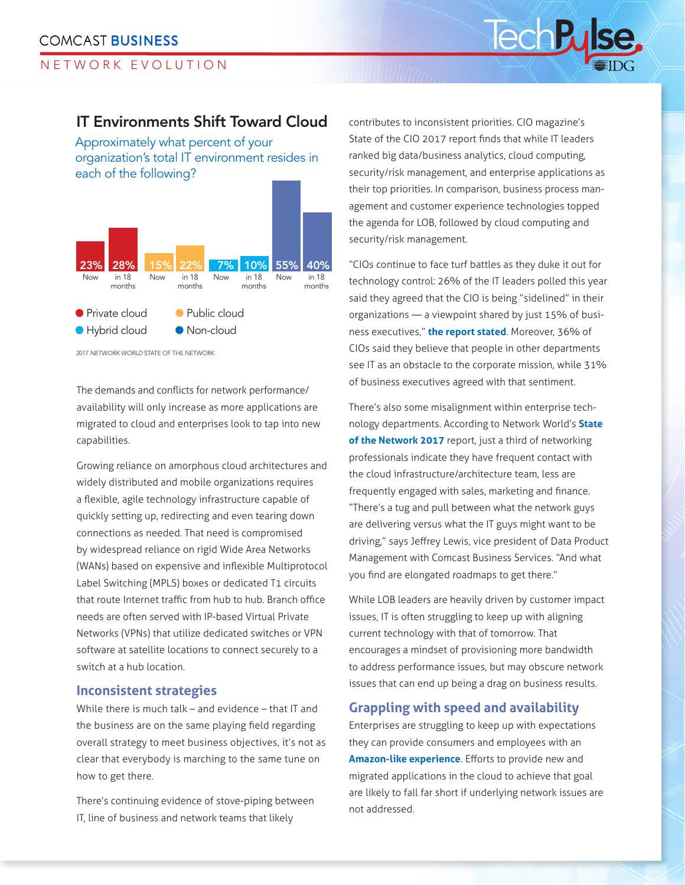## IT Environments Shift Toward Cloud

Approximately what percent of your organization's total IT environment resides in each of the following?

| | Now | in 18 months |
|---|---|---|
| Private cloud | 23% | 28% |
| Public cloud | 15% | 22% |
| Hybrid cloud | 7% | 10% |
| Non-cloud | 55% | 40% |

2017 *NETWORK WORLD* STATE OF THE NETWORK

The demands and conflicts for network performance/availability will only increase as more applications are migrated to cloud and enterprises look to tap into new capabilities.

Growing reliance on amorphous cloud architectures and widely distributed and mobile organizations requires a flexible, agile technology infrastructure capable of quickly setting up, redirecting and even tearing down connections as needed. That need is compromised by widespread reliance on rigid Wide Area Networks (WANs) based on expensive and inflexible Multiprotocol Label Switching (MPLS) boxes or dedicated T1 circuits that route Internet traffic from hub to hub. Branch office needs are often served with IP-based Virtual Private Networks (VPNs) that utilize dedicated switches or VPN software at satellite locations to connect securely to a switch at a hub location.

### Inconsistent strategies

While there is much talk – and evidence – that IT and the business are on the same playing field regarding overall strategy to meet business objectives, it's not as clear that everybody is marching to the same tune on how to get there.

There's continuing evidence of stove-piping between IT, line of business and network teams that likely contributes to inconsistent priorities. CIO magazine's State of the CIO 2017 report finds that while IT leaders ranked big data/business analytics, cloud computing, security/risk management, and enterprise applications as their top priorities. In comparison, business process management and customer experience technologies topped the agenda for LOB, followed by cloud computing and security/risk management.

"CIOs continue to face turf battles as they duke it out for technology control: 26% of the IT leaders polled this year said they agreed that the CIO is being "sidelined" in their organizations — a viewpoint shared by just 15% of business executives," **the report stated**. Moreover, 36% of CIOs said they believe that people in other departments see IT as an obstacle to the corporate mission, while 31% of business executives agreed with that sentiment.

There's also some misalignment within enterprise technology departments. According to Network World's **State of the Network 2017** report, just a third of networking professionals indicate they have frequent contact with the cloud infrastructure/architecture team, less are frequently engaged with sales, marketing and finance. "There's a tug and pull between what the network guys are delivering versus what the IT guys might want to be driving," says Jeffrey Lewis, vice president of Data Product Management with Comcast Business Services. "And what you find are elongated roadmaps to get there."

While LOB leaders are heavily driven by customer impact issues, IT is often struggling to keep up with aligning current technology with that of tomorrow. That encourages a mindset of provisioning more bandwidth to address performance issues, but may obscure network issues that can end up being a drag on business results.

### Grappling with speed and availability

Enterprises are struggling to keep up with expectations they can provide consumers and employees with an **Amazon-like experience**. Efforts to provide new and migrated applications in the cloud to achieve that goal are likely to fall far short if underlying network issues are not addressed.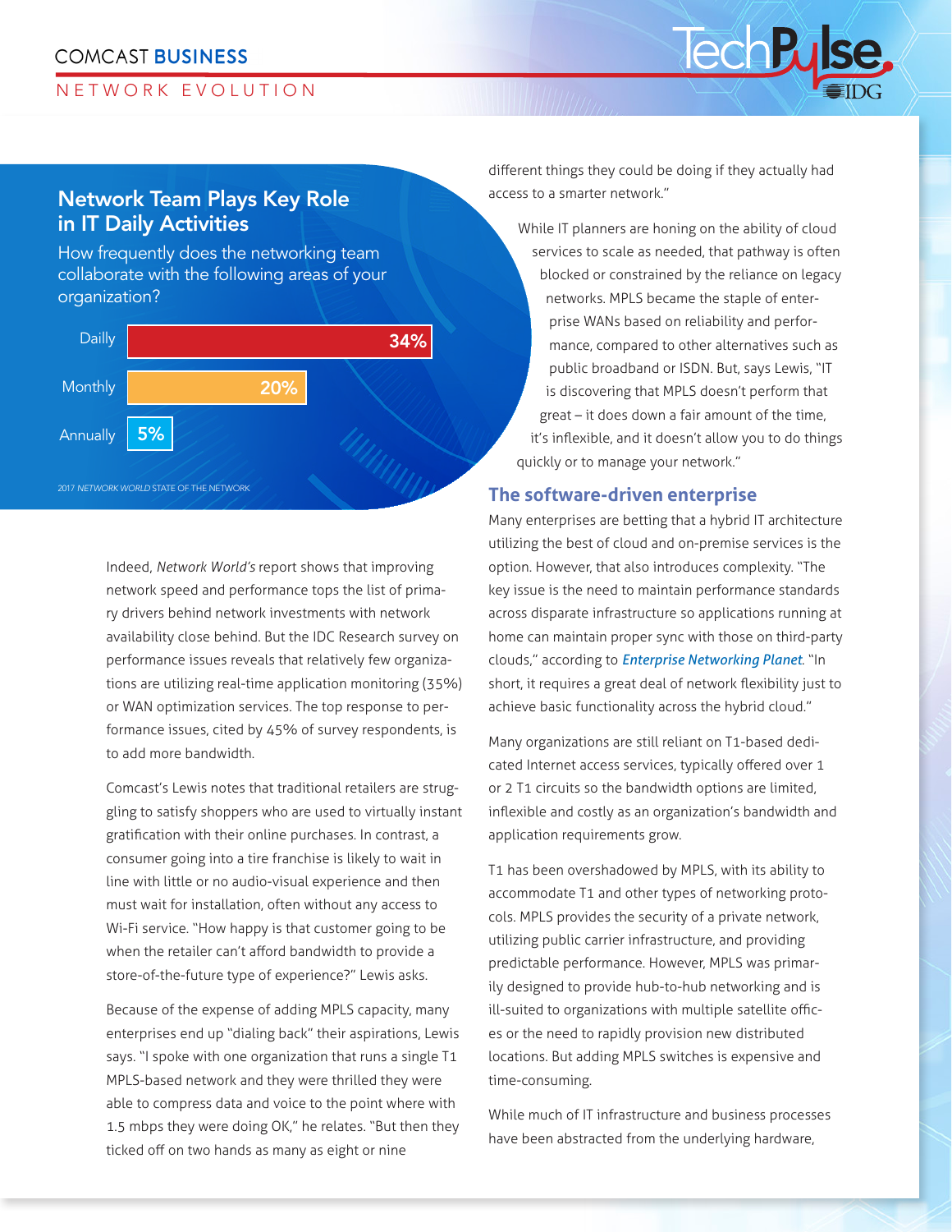## Network Team Plays Key Role in IT Daily Activities

How frequently does the networking team collaborate with the following areas of your organization?

| Frequency | Percentage |
|---|---|
| Daily | 34% |
| Monthly | 20% |
| Annually | 5% |

2017 *NETWORK WORLD* STATE OF THE NETWORK

Indeed, *Network World's* report shows that improving network speed and performance tops the list of primary drivers behind network investments with network availability close behind. But the IDC Research survey on performance issues reveals that relatively few organizations are utilizing real-time application monitoring (35%) or WAN optimization services. The top response to performance issues, cited by 45% of survey respondents, is to add more bandwidth.

Comcast's Lewis notes that traditional retailers are struggling to satisfy shoppers who are used to virtually instant gratification with their online purchases. In contrast, a consumer going into a tire franchise is likely to wait in line with little or no audio-visual experience and then must wait for installation, often without any access to Wi-Fi service. "How happy is that customer going to be when the retailer can't afford bandwidth to provide a store-of-the-future type of experience?" Lewis asks.

Because of the expense of adding MPLS capacity, many enterprises end up "dialing back" their aspirations, Lewis says. "I spoke with one organization that runs a single T1 MPLS-based network and they were thrilled they were able to compress data and voice to the point where with 1.5 mbps they were doing OK," he relates. "But then they ticked off on two hands as many as eight or nine different things they could be doing if they actually had access to a smarter network."

While IT planners are honing on the ability of cloud services to scale as needed, that pathway is often blocked or constrained by the reliance on legacy networks. MPLS became the staple of enterprise WANs based on reliability and performance, compared to other alternatives such as public broadband or ISDN. But, says Lewis, "IT is discovering that MPLS doesn't perform that great – it does down a fair amount of the time, it's inflexible, and it doesn't allow you to do things quickly or to manage your network."

### The software-driven enterprise

Many enterprises are betting that a hybrid IT architecture utilizing the best of cloud and on-premise services is the option. However, that also introduces complexity. "The key issue is the need to maintain performance standards across disparate infrastructure so applications running at home can maintain proper sync with those on third-party clouds," according to *Enterprise Networking Planet*. "In short, it requires a great deal of network flexibility just to achieve basic functionality across the hybrid cloud."

Many organizations are still reliant on T1-based dedicated Internet access services, typically offered over 1 or 2 T1 circuits so the bandwidth options are limited, inflexible and costly as an organization's bandwidth and application requirements grow.

T1 has been overshadowed by MPLS, with its ability to accommodate T1 and other types of networking protocols. MPLS provides the security of a private network, utilizing public carrier infrastructure, and providing predictable performance. However, MPLS was primarily designed to provide hub-to-hub networking and is ill-suited to organizations with multiple satellite offices or the need to rapidly provision new distributed locations. But adding MPLS switches is expensive and time-consuming.

While much of IT infrastructure and business processes have been abstracted from the underlying hardware,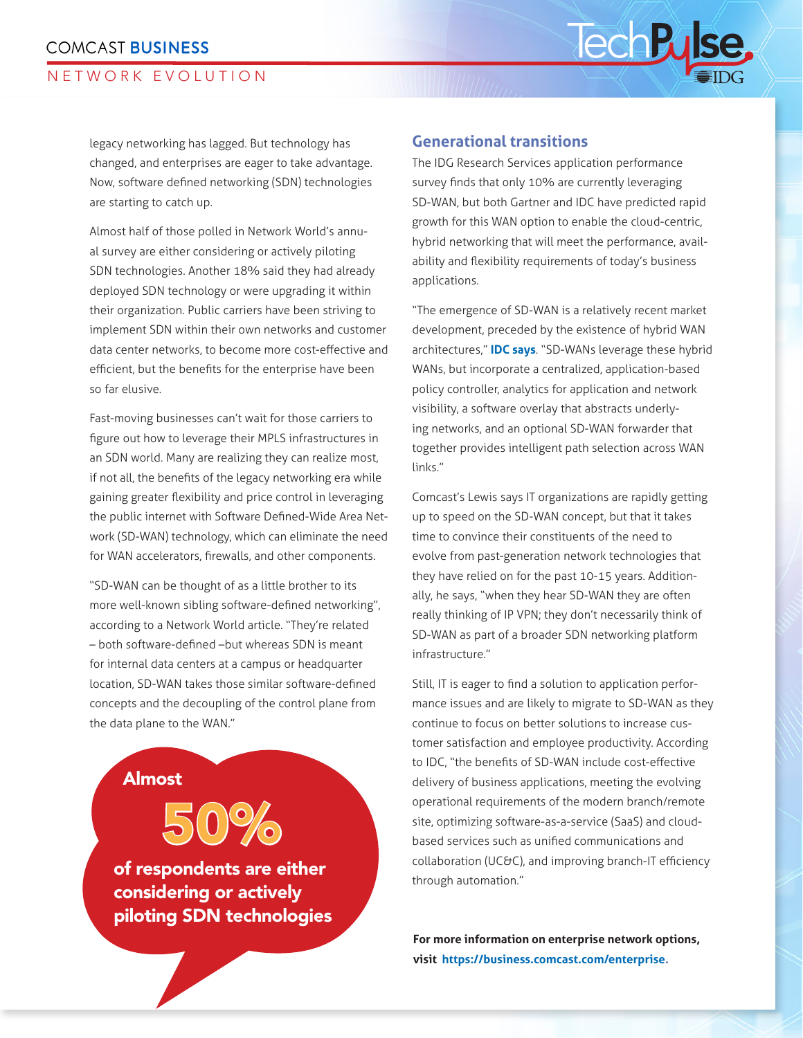legacy networking has lagged. But technology has changed, and enterprises are eager to take advantage. Now, software defined networking (SDN) technologies are starting to catch up.

Almost half of those polled in Network World's annual survey are either considering or actively piloting SDN technologies. Another 18% said they had already deployed SDN technology or were upgrading it within their organization. Public carriers have been striving to implement SDN within their own networks and customer data center networks, to become more cost-effective and efficient, but the benefits for the enterprise have been so far elusive.

Fast-moving businesses can't wait for those carriers to figure out how to leverage their MPLS infrastructures in an SDN world. Many are realizing they can realize most, if not all, the benefits of the legacy networking era while gaining greater flexibility and price control in leveraging the public internet with Software Defined-Wide Area Network (SD-WAN) technology, which can eliminate the need for WAN accelerators, firewalls, and other components.

"SD-WAN can be thought of as a little brother to its more well-known sibling software-defined networking", according to a Network World article. "They're related – both software-defined –but whereas SDN is meant for internal data centers at a campus or headquarter location, SD-WAN takes those similar software-defined concepts and the decoupling of the control plane from the data plane to the WAN."

**Almost**

**50%**

**of respondents are either considering or actively piloting SDN technologies**

## Generational transitions

The IDG Research Services application performance survey finds that only 10% are currently leveraging SD-WAN, but both Gartner and IDC have predicted rapid growth for this WAN option to enable the cloud-centric, hybrid networking that will meet the performance, availability and flexibility requirements of today's business applications.

"The emergence of SD-WAN is a relatively recent market development, preceded by the existence of hybrid WAN architectures," **IDC says**. "SD-WANs leverage these hybrid WANs, but incorporate a centralized, application-based policy controller, analytics for application and network visibility, a software overlay that abstracts underlying networks, and an optional SD-WAN forwarder that together provides intelligent path selection across WAN links."

Comcast's Lewis says IT organizations are rapidly getting up to speed on the SD-WAN concept, but that it takes time to convince their constituents of the need to evolve from past-generation network technologies that they have relied on for the past 10-15 years. Additionally, he says, "when they hear SD-WAN they are often really thinking of IP VPN; they don't necessarily think of SD-WAN as part of a broader SDN networking platform infrastructure."

Still, IT is eager to find a solution to application performance issues and are likely to migrate to SD-WAN as they continue to focus on better solutions to increase customer satisfaction and employee productivity. According to IDC, "the benefits of SD-WAN include cost-effective delivery of business applications, meeting the evolving operational requirements of the modern branch/remote site, optimizing software-as-a-service (SaaS) and cloud-based services such as unified communications and collaboration (UC&C), and improving branch-IT efficiency through automation."

**For more information on enterprise network options, visit https://business.comcast.com/enterprise.**